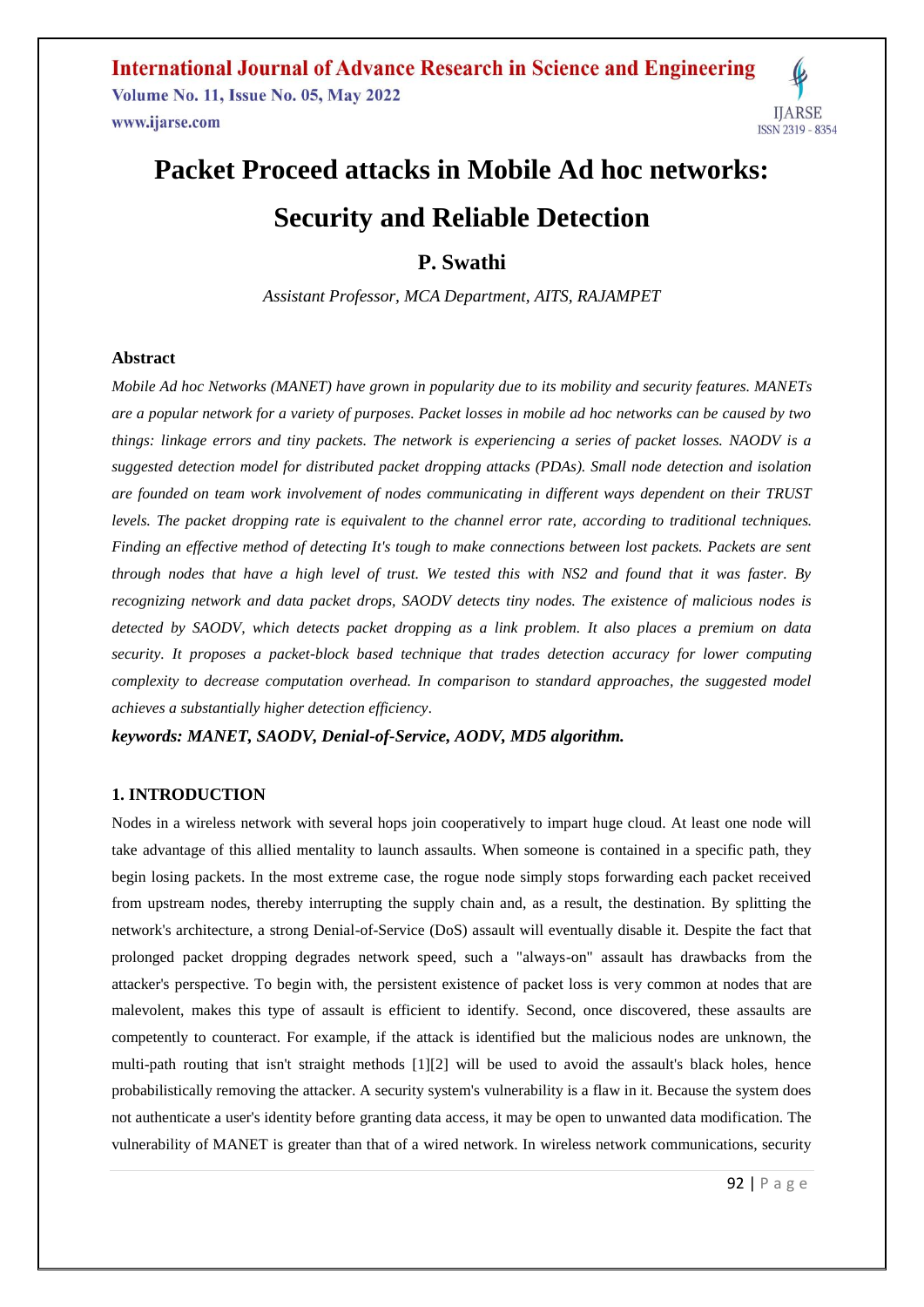# Packet Proceed attacks in Mobile Ad hoc networks: Security and Reliable Detection

## P. Swathi

*Assistant Professor, MCA Department, AITS, RAJAMPET*

### Abstract

*Mobile Ad hoc Networks (MANET) have grown in popularity due to its mobility and security features. MANETs are a popular network for a variety of purposes. Packet losses in mobile ad hoc networks can be caused by two things: linkage errors and tiny packets. The network is experiencing a series of packet losses. NAODV is a suggested detection model for distributed packet dropping attacks (PDAs). Small node detection and isolation are founded on team work involvement of nodes communicating in different ways dependent on their TRUST levels. The packet dropping rate is equivalent to the channel error rate, according to traditional techniques. Finding an effective method of detecting It's tough to make connections between lost packets. Packets are sent through nodes that have a high level of trust. We tested this with NS2 and found that it was faster. By recognizing network and data packet drops, SAODV detects tiny nodes. The existence of malicious nodes is detected by SAODV, which detects packet dropping as a link problem. It also places a premium on data security. It proposes a packet-block based technique that trades detection accuracy for lower computing complexity to decrease computation overhead. In comparison to standard approaches, the suggested model achieves a substantially higher detection efficiency.*

***keywords: MANET, SAODV, Denial-of-Service, AODV, MD5 algorithm.***

### 1. INTRODUCTION

Nodes in a wireless network with several hops join cooperatively to impart huge cloud. At least one node will take advantage of this allied mentality to launch assaults. When someone is contained in a specific path, they begin losing packets. In the most extreme case, the rogue node simply stops forwarding each packet received from upstream nodes, thereby interrupting the supply chain and, as a result, the destination. By splitting the network's architecture, a strong Denial-of-Service (DoS) assault will eventually disable it. Despite the fact that prolonged packet dropping degrades network speed, such a "always-on" assault has drawbacks from the attacker's perspective. To begin with, the persistent existence of packet loss is very common at nodes that are malevolent, makes this type of assault is efficient to identify. Second, once discovered, these assaults are competently to counteract. For example, if the attack is identified but the malicious nodes are unknown, the multi-path routing that isn't straight methods [1][2] will be used to avoid the assault's black holes, hence probabilistically removing the attacker. A security system's vulnerability is a flaw in it. Because the system does not authenticate a user's identity before granting data access, it may be open to unwanted data modification. The vulnerability of MANET is greater than that of a wired network. In wireless network communications, security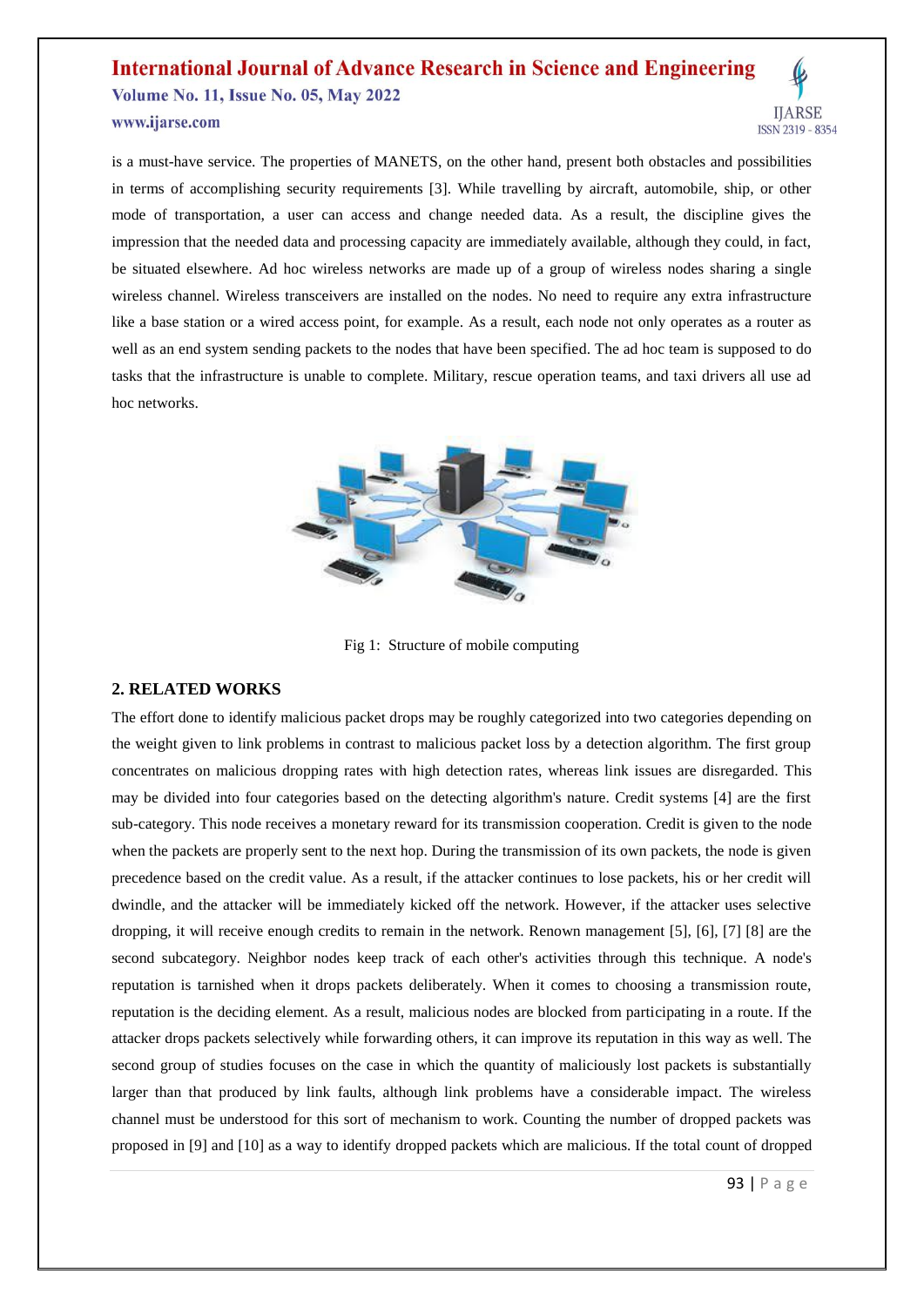is a must-have service. The properties of MANETS, on the other hand, present both obstacles and possibilities in terms of accomplishing security requirements [3]. While travelling by aircraft, automobile, ship, or other mode of transportation, a user can access and change needed data. As a result, the discipline gives the impression that the needed data and processing capacity are immediately available, although they could, in fact, be situated elsewhere. Ad hoc wireless networks are made up of a group of wireless nodes sharing a single wireless channel. Wireless transceivers are installed on the nodes. No need to require any extra infrastructure like a base station or a wired access point, for example. As a result, each node not only operates as a router as well as an end system sending packets to the nodes that have been specified. The ad hoc team is supposed to do tasks that the infrastructure is unable to complete. Military, rescue operation teams, and taxi drivers all use ad hoc networks.

Fig 1: Structure of mobile computing

## 2. RELATED WORKS

The effort done to identify malicious packet drops may be roughly categorized into two categories depending on the weight given to link problems in contrast to malicious packet loss by a detection algorithm. The first group concentrates on malicious dropping rates with high detection rates, whereas link issues are disregarded. This may be divided into four categories based on the detecting algorithm's nature. Credit systems [4] are the first sub-category. This node receives a monetary reward for its transmission cooperation. Credit is given to the node when the packets are properly sent to the next hop. During the transmission of its own packets, the node is given precedence based on the credit value. As a result, if the attacker continues to lose packets, his or her credit will dwindle, and the attacker will be immediately kicked off the network. However, if the attacker uses selective dropping, it will receive enough credits to remain in the network. Renown management [5], [6], [7] [8] are the second subcategory. Neighbor nodes keep track of each other's activities through this technique. A node's reputation is tarnished when it drops packets deliberately. When it comes to choosing a transmission route, reputation is the deciding element. As a result, malicious nodes are blocked from participating in a route. If the attacker drops packets selectively while forwarding others, it can improve its reputation in this way as well. The second group of studies focuses on the case in which the quantity of maliciously lost packets is substantially larger than that produced by link faults, although link problems have a considerable impact. The wireless channel must be understood for this sort of mechanism to work. Counting the number of dropped packets was proposed in [9] and [10] as a way to identify dropped packets which are malicious. If the total count of dropped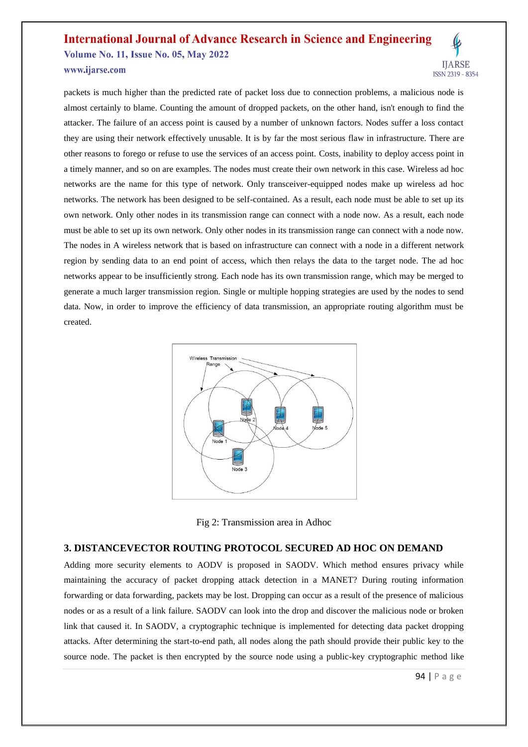packets is much higher than the predicted rate of packet loss due to connection problems, a malicious node is almost certainly to blame. Counting the amount of dropped packets, on the other hand, isn't enough to find the attacker. The failure of an access point is caused by a number of unknown factors. Nodes suffer a loss contact they are using their network effectively unusable. It is by far the most serious flaw in infrastructure. There are other reasons to forego or refuse to use the services of an access point. Costs, inability to deploy access point in a timely manner, and so on are examples. The nodes must create their own network in this case. Wireless ad hoc networks are the name for this type of network. Only transceiver-equipped nodes make up wireless ad hoc networks. The network has been designed to be self-contained. As a result, each node must be able to set up its own network. Only other nodes in its transmission range can connect with a node now. As a result, each node must be able to set up its own network. Only other nodes in its transmission range can connect with a node now. The nodes in A wireless network that is based on infrastructure can connect with a node in a different network region by sending data to an end point of access, which then relays the data to the target node. The ad hoc networks appear to be insufficiently strong. Each node has its own transmission range, which may be merged to generate a much larger transmission region. Single or multiple hopping strategies are used by the nodes to send data. Now, in order to improve the efficiency of data transmission, an appropriate routing algorithm must be created.

Fig 2: Transmission area in Adhoc

## 3. DISTANCEVECTOR ROUTING PROTOCOL SECURED AD HOC ON DEMAND

Adding more security elements to AODV is proposed in SAODV. Which method ensures privacy while maintaining the accuracy of packet dropping attack detection in a MANET? During routing information forwarding or data forwarding, packets may be lost. Dropping can occur as a result of the presence of malicious nodes or as a result of a link failure. SAODV can look into the drop and discover the malicious node or broken link that caused it. In SAODV, a cryptographic technique is implemented for detecting data packet dropping attacks. After determining the start-to-end path, all nodes along the path should provide their public key to the source node. The packet is then encrypted by the source node using a public-key cryptographic method like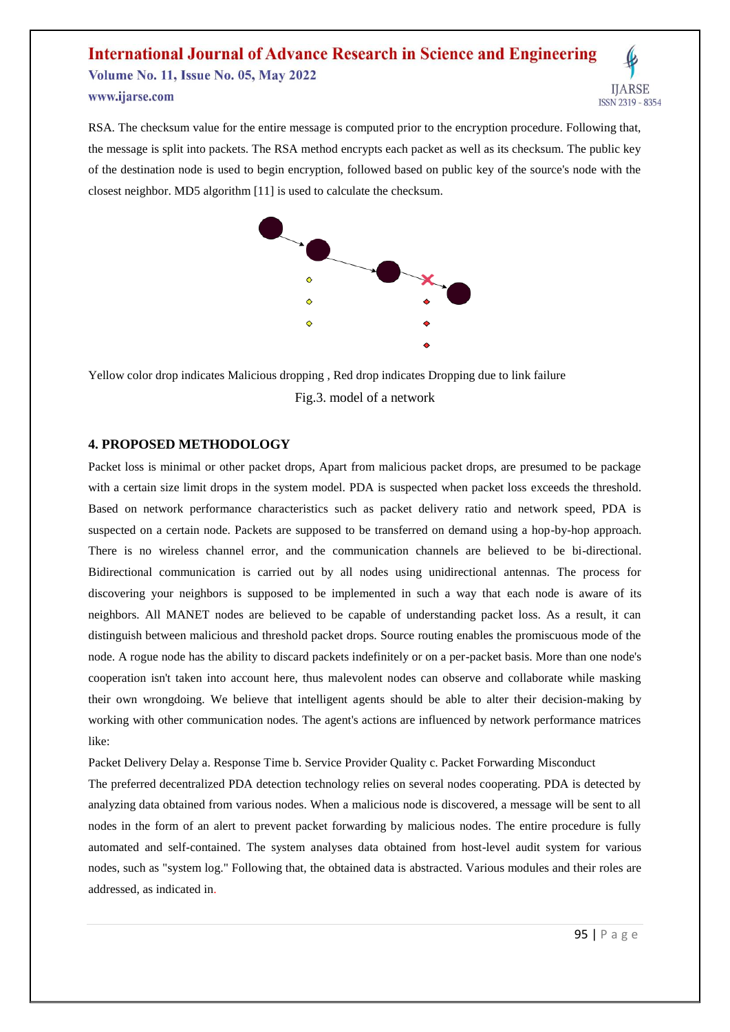RSA. The checksum value for the entire message is computed prior to the encryption procedure. Following that, the message is split into packets. The RSA method encrypts each packet as well as its checksum. The public key of the destination node is used to begin encryption, followed based on public key of the source's node with the closest neighbor. MD5 algorithm [11] is used to calculate the checksum.

Yellow color drop indicates Malicious dropping , Red drop indicates Dropping due to link failure

Fig.3. model of a network

## 4. PROPOSED METHODOLOGY

Packet loss is minimal or other packet drops, Apart from malicious packet drops, are presumed to be package with a certain size limit drops in the system model. PDA is suspected when packet loss exceeds the threshold. Based on network performance characteristics such as packet delivery ratio and network speed, PDA is suspected on a certain node. Packets are supposed to be transferred on demand using a hop-by-hop approach. There is no wireless channel error, and the communication channels are believed to be bi-directional. Bidirectional communication is carried out by all nodes using unidirectional antennas. The process for discovering your neighbors is supposed to be implemented in such a way that each node is aware of its neighbors. All MANET nodes are believed to be capable of understanding packet loss. As a result, it can distinguish between malicious and threshold packet drops. Source routing enables the promiscuous mode of the node. A rogue node has the ability to discard packets indefinitely or on a per-packet basis. More than one node's cooperation isn't taken into account here, thus malevolent nodes can observe and collaborate while masking their own wrongdoing. We believe that intelligent agents should be able to alter their decision-making by working with other communication nodes. The agent's actions are influenced by network performance matrices like:

Packet Delivery Delay a. Response Time b. Service Provider Quality c. Packet Forwarding Misconduct

The preferred decentralized PDA detection technology relies on several nodes cooperating. PDA is detected by analyzing data obtained from various nodes. When a malicious node is discovered, a message will be sent to all nodes in the form of an alert to prevent packet forwarding by malicious nodes. The entire procedure is fully automated and self-contained. The system analyses data obtained from host-level audit system for various nodes, such as "system log." Following that, the obtained data is abstracted. Various modules and their roles are addressed, as indicated in.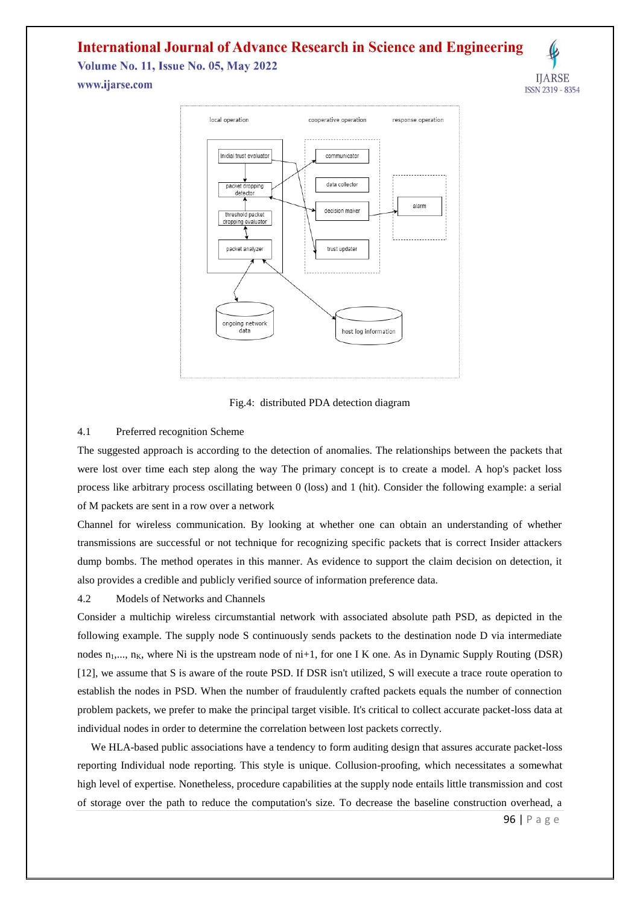Fig.4: distributed PDA detection diagram

### 4.1 Preferred recognition Scheme

The suggested approach is according to the detection of anomalies. The relationships between the packets that were lost over time each step along the way The primary concept is to create a model. A hop's packet loss process like arbitrary process oscillating between 0 (loss) and 1 (hit). Consider the following example: a serial of M packets are sent in a row over a network

Channel for wireless communication. By looking at whether one can obtain an understanding of whether transmissions are successful or not technique for recognizing specific packets that is correct Insider attackers dump bombs. The method operates in this manner. As evidence to support the claim decision on detection, it also provides a credible and publicly verified source of information preference data.

### 4.2 Models of Networks and Channels

Consider a multichip wireless circumstantial network with associated absolute path PSD, as depicted in the following example. The supply node S continuously sends packets to the destination node D via intermediate nodes $n_1,..., n_K$, where Ni is the upstream node of ni+1, for one I K one. As in Dynamic Supply Routing (DSR) [12], we assume that S is aware of the route PSD. If DSR isn't utilized, S will execute a trace route operation to establish the nodes in PSD. When the number of fraudulently crafted packets equals the number of connection problem packets, we prefer to make the principal target visible. It's critical to collect accurate packet-loss data at individual nodes in order to determine the correlation between lost packets correctly.

We HLA-based public associations have a tendency to form auditing design that assures accurate packet-loss reporting Individual node reporting. This style is unique. Collusion-proofing, which necessitates a somewhat high level of expertise. Nonetheless, procedure capabilities at the supply node entails little transmission and cost of storage over the path to reduce the computation's size. To decrease the baseline construction overhead, a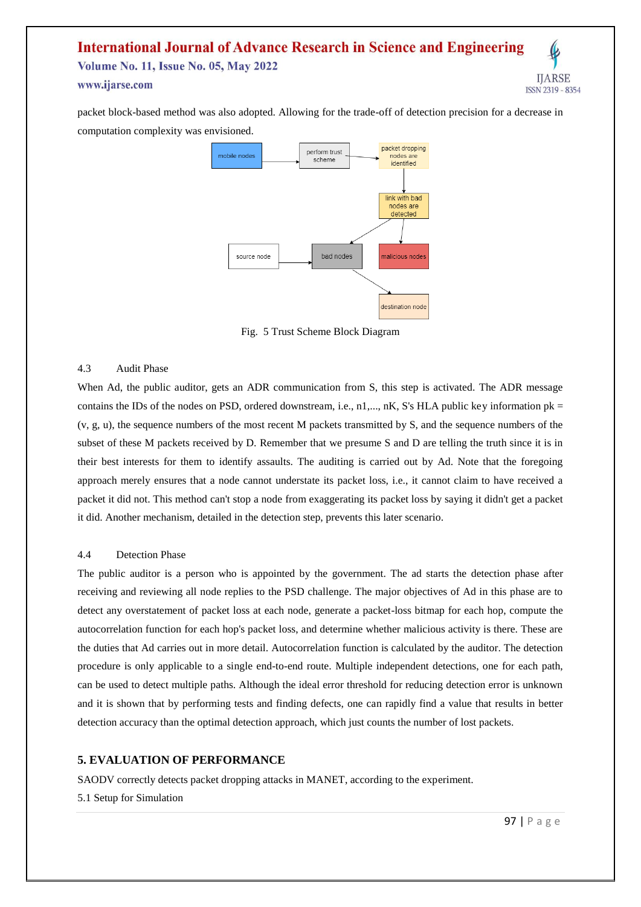packet block-based method was also adopted. Allowing for the trade-off of detection precision for a decrease in computation complexity was envisioned.

Fig. 5 Trust Scheme Block Diagram

### 4.3 Audit Phase

When Ad, the public auditor, gets an ADR communication from S, this step is activated. The ADR message contains the IDs of the nodes on PSD, ordered downstream, i.e., n1,..., nK, S's HLA public key information pk = (v, g, u), the sequence numbers of the most recent M packets transmitted by S, and the sequence numbers of the subset of these M packets received by D. Remember that we presume S and D are telling the truth since it is in their best interests for them to identify assaults. The auditing is carried out by Ad. Note that the foregoing approach merely ensures that a node cannot understate its packet loss, i.e., it cannot claim to have received a packet it did not. This method can't stop a node from exaggerating its packet loss by saying it didn't get a packet it did. Another mechanism, detailed in the detection step, prevents this later scenario.

### 4.4 Detection Phase

The public auditor is a person who is appointed by the government. The ad starts the detection phase after receiving and reviewing all node replies to the PSD challenge. The major objectives of Ad in this phase are to detect any overstatement of packet loss at each node, generate a packet-loss bitmap for each hop, compute the autocorrelation function for each hop's packet loss, and determine whether malicious activity is there. These are the duties that Ad carries out in more detail. Autocorrelation function is calculated by the auditor. The detection procedure is only applicable to a single end-to-end route. Multiple independent detections, one for each path, can be used to detect multiple paths. Although the ideal error threshold for reducing detection error is unknown and it is shown that by performing tests and finding defects, one can rapidly find a value that results in better detection accuracy than the optimal detection approach, which just counts the number of lost packets.

## 5. EVALUATION OF PERFORMANCE

SAODV correctly detects packet dropping attacks in MANET, according to the experiment.

5.1 Setup for Simulation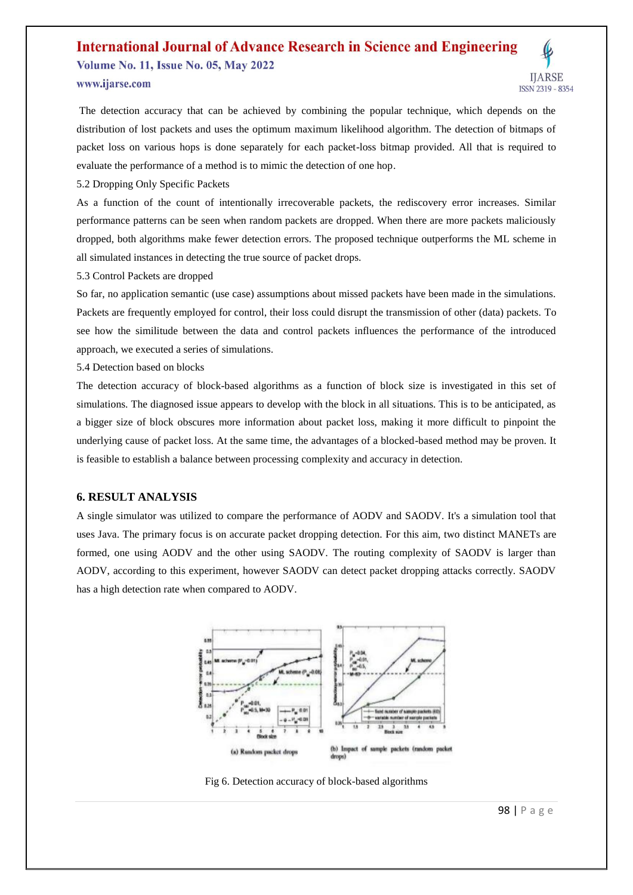The detection accuracy that can be achieved by combining the popular technique, which depends on the distribution of lost packets and uses the optimum maximum likelihood algorithm. The detection of bitmaps of packet loss on various hops is done separately for each packet-loss bitmap provided. All that is required to evaluate the performance of a method is to mimic the detection of one hop.

5.2 Dropping Only Specific Packets

As a function of the count of intentionally irrecoverable packets, the rediscovery error increases. Similar performance patterns can be seen when random packets are dropped. When there are more packets maliciously dropped, both algorithms make fewer detection errors. The proposed technique outperforms the ML scheme in all simulated instances in detecting the true source of packet drops.

5.3 Control Packets are dropped

So far, no application semantic (use case) assumptions about missed packets have been made in the simulations. Packets are frequently employed for control, their loss could disrupt the transmission of other (data) packets. To see how the similitude between the data and control packets influences the performance of the introduced approach, we executed a series of simulations.

5.4 Detection based on blocks

The detection accuracy of block-based algorithms as a function of block size is investigated in this set of simulations. The diagnosed issue appears to develop with the block in all situations. This is to be anticipated, as a bigger size of block obscures more information about packet loss, making it more difficult to pinpoint the underlying cause of packet loss. At the same time, the advantages of a blocked-based method may be proven. It is feasible to establish a balance between processing complexity and accuracy in detection.

## 6. RESULT ANALYSIS

A single simulator was utilized to compare the performance of AODV and SAODV. It's a simulation tool that uses Java. The primary focus is on accurate packet dropping detection. For this aim, two distinct MANETs are formed, one using AODV and the other using SAODV. The routing complexity of SAODV is larger than AODV, according to this experiment, however SAODV can detect packet dropping attacks correctly. SAODV has a high detection rate when compared to AODV.

(a) Random packet drops

(b) Impact of sample packets (random packet drops)

Fig 6. Detection accuracy of block-based algorithms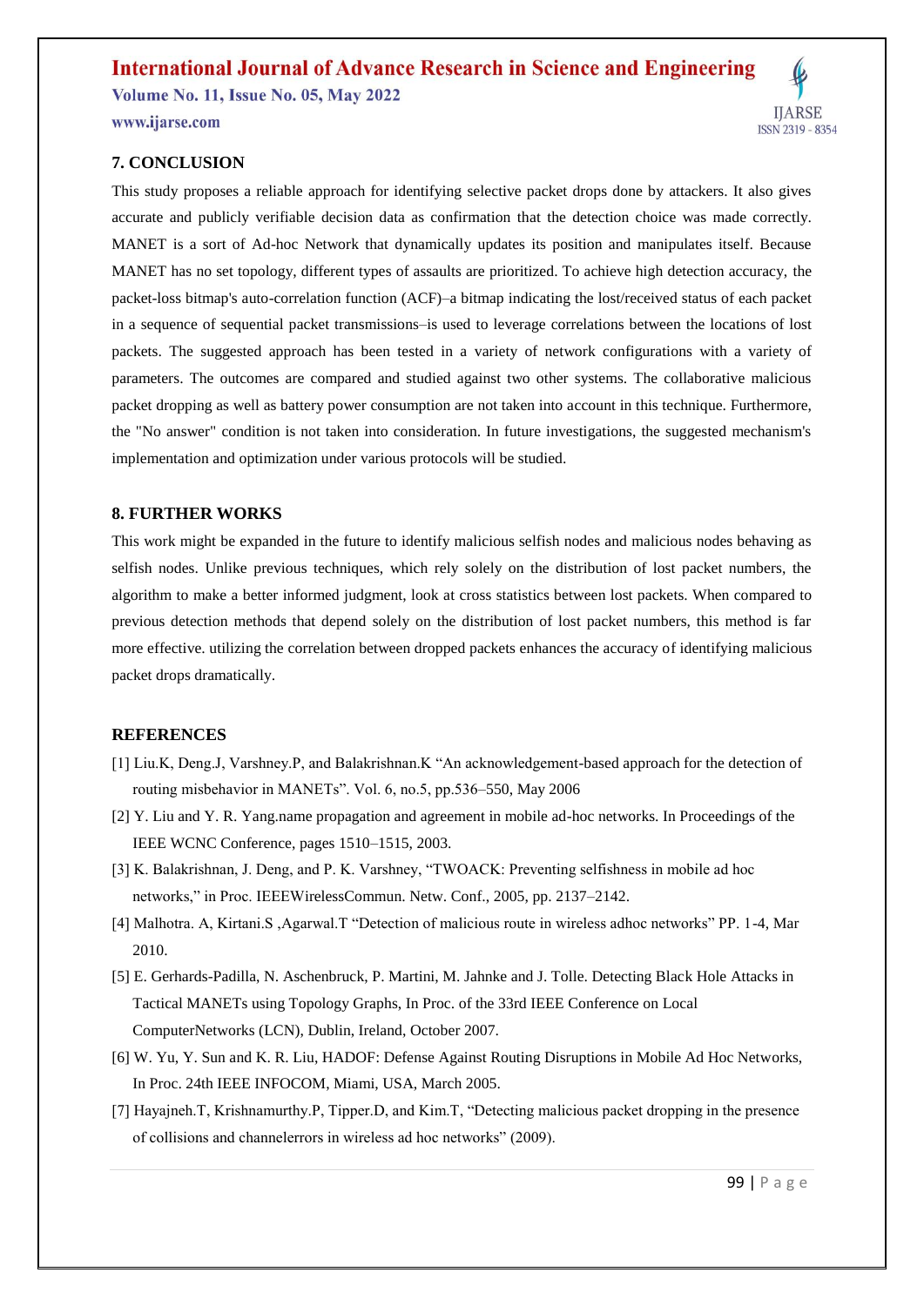## 7. CONCLUSION

This study proposes a reliable approach for identifying selective packet drops done by attackers. It also gives accurate and publicly verifiable decision data as confirmation that the detection choice was made correctly. MANET is a sort of Ad-hoc Network that dynamically updates its position and manipulates itself. Because MANET has no set topology, different types of assaults are prioritized. To achieve high detection accuracy, the packet-loss bitmap's auto-correlation function (ACF)–a bitmap indicating the lost/received status of each packet in a sequence of sequential packet transmissions–is used to leverage correlations between the locations of lost packets. The suggested approach has been tested in a variety of network configurations with a variety of parameters. The outcomes are compared and studied against two other systems. The collaborative malicious packet dropping as well as battery power consumption are not taken into account in this technique. Furthermore, the "No answer" condition is not taken into consideration. In future investigations, the suggested mechanism's implementation and optimization under various protocols will be studied.

## 8. FURTHER WORKS

This work might be expanded in the future to identify malicious selfish nodes and malicious nodes behaving as selfish nodes. Unlike previous techniques, which rely solely on the distribution of lost packet numbers, the algorithm to make a better informed judgment, look at cross statistics between lost packets. When compared to previous detection methods that depend solely on the distribution of lost packet numbers, this method is far more effective. utilizing the correlation between dropped packets enhances the accuracy of identifying malicious packet drops dramatically.

## REFERENCES

[1] Liu.K, Deng.J, Varshney.P, and Balakrishnan.K "An acknowledgement-based approach for the detection of routing misbehavior in MANETs". Vol. 6, no.5, pp.536–550, May 2006

[2] Y. Liu and Y. R. Yang.name propagation and agreement in mobile ad-hoc networks. In Proceedings of the IEEE WCNC Conference, pages 1510–1515, 2003.

[3] K. Balakrishnan, J. Deng, and P. K. Varshney, "TWOACK: Preventing selfishness in mobile ad hoc networks," in Proc. IEEEWirelessCommun. Netw. Conf., 2005, pp. 2137–2142.

[4] Malhotra. A, Kirtani.S ,Agarwal.T "Detection of malicious route in wireless adhoc networks" PP. 1-4, Mar 2010.

[5] E. Gerhards-Padilla, N. Aschenbruck, P. Martini, M. Jahnke and J. Tolle. Detecting Black Hole Attacks in Tactical MANETs using Topology Graphs, In Proc. of the 33rd IEEE Conference on Local ComputerNetworks (LCN), Dublin, Ireland, October 2007.

[6] W. Yu, Y. Sun and K. R. Liu, HADOF: Defense Against Routing Disruptions in Mobile Ad Hoc Networks, In Proc. 24th IEEE INFOCOM, Miami, USA, March 2005.

[7] Hayajneh.T, Krishnamurthy.P, Tipper.D, and Kim.T, "Detecting malicious packet dropping in the presence of collisions and channelerrors in wireless ad hoc networks" (2009).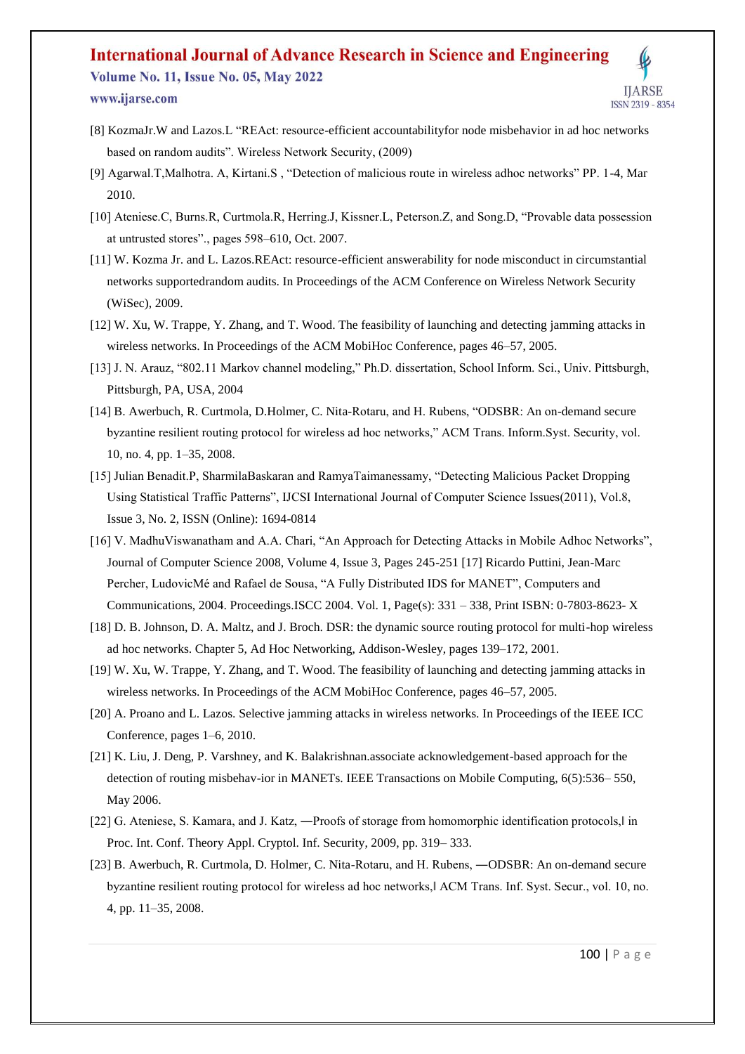[8] KozmaJr.W and Lazos.L "REAct: resource-efficient accountabilityfor node misbehavior in ad hoc networks based on random audits". Wireless Network Security, (2009)

[9] Agarwal.T,Malhotra. A, Kirtani.S , "Detection of malicious route in wireless adhoc networks" PP. 1-4, Mar 2010.

[10] Ateniese.C, Burns.R, Curtmola.R, Herring.J, Kissner.L, Peterson.Z, and Song.D, "Provable data possession at untrusted stores"., pages 598–610, Oct. 2007.

[11] W. Kozma Jr. and L. Lazos.REAct: resource-efficient answerability for node misconduct in circumstantial networks supportedrandom audits. In Proceedings of the ACM Conference on Wireless Network Security (WiSec), 2009.

[12] W. Xu, W. Trappe, Y. Zhang, and T. Wood. The feasibility of launching and detecting jamming attacks in wireless networks. In Proceedings of the ACM MobiHoc Conference, pages 46–57, 2005.

[13] J. N. Arauz, "802.11 Markov channel modeling," Ph.D. dissertation, School Inform. Sci., Univ. Pittsburgh, Pittsburgh, PA, USA, 2004

[14] B. Awerbuch, R. Curtmola, D.Holmer, C. Nita-Rotaru, and H. Rubens, "ODSBR: An on-demand secure byzantine resilient routing protocol for wireless ad hoc networks," ACM Trans. Inform.Syst. Security, vol. 10, no. 4, pp. 1–35, 2008.

[15] Julian Benadit.P, SharmilaBaskaran and RamyaTaimanessamy, "Detecting Malicious Packet Dropping Using Statistical Traffic Patterns", IJCSI International Journal of Computer Science Issues(2011), Vol.8, Issue 3, No. 2, ISSN (Online): 1694-0814

[16] V. MadhuViswanatham and A.A. Chari, "An Approach for Detecting Attacks in Mobile Adhoc Networks", Journal of Computer Science 2008, Volume 4, Issue 3, Pages 245-251 [17] Ricardo Puttini, Jean-Marc Percher, LudovicMé and Rafael de Sousa, "A Fully Distributed IDS for MANET", Computers and Communications, 2004. Proceedings.ISCC 2004. Vol. 1, Page(s): 331 – 338, Print ISBN: 0-7803-8623- X

[18] D. B. Johnson, D. A. Maltz, and J. Broch. DSR: the dynamic source routing protocol for multi-hop wireless ad hoc networks. Chapter 5, Ad Hoc Networking, Addison-Wesley, pages 139–172, 2001.

[19] W. Xu, W. Trappe, Y. Zhang, and T. Wood. The feasibility of launching and detecting jamming attacks in wireless networks. In Proceedings of the ACM MobiHoc Conference, pages 46–57, 2005.

[20] A. Proano and L. Lazos. Selective jamming attacks in wireless networks. In Proceedings of the IEEE ICC Conference, pages 1–6, 2010.

[21] K. Liu, J. Deng, P. Varshney, and K. Balakrishnan.associate acknowledgement-based approach for the detection of routing misbehav-ior in MANETs. IEEE Transactions on Mobile Computing, 6(5):536– 550, May 2006.

[22] G. Ateniese, S. Kamara, and J. Katz, ―Proofs of storage from homomorphic identification protocols,‖ in Proc. Int. Conf. Theory Appl. Cryptol. Inf. Security, 2009, pp. 319– 333.

[23] B. Awerbuch, R. Curtmola, D. Holmer, C. Nita-Rotaru, and H. Rubens, ―ODSBR: An on-demand secure byzantine resilient routing protocol for wireless ad hoc networks,‖ ACM Trans. Inf. Syst. Secur., vol. 10, no. 4, pp. 11–35, 2008.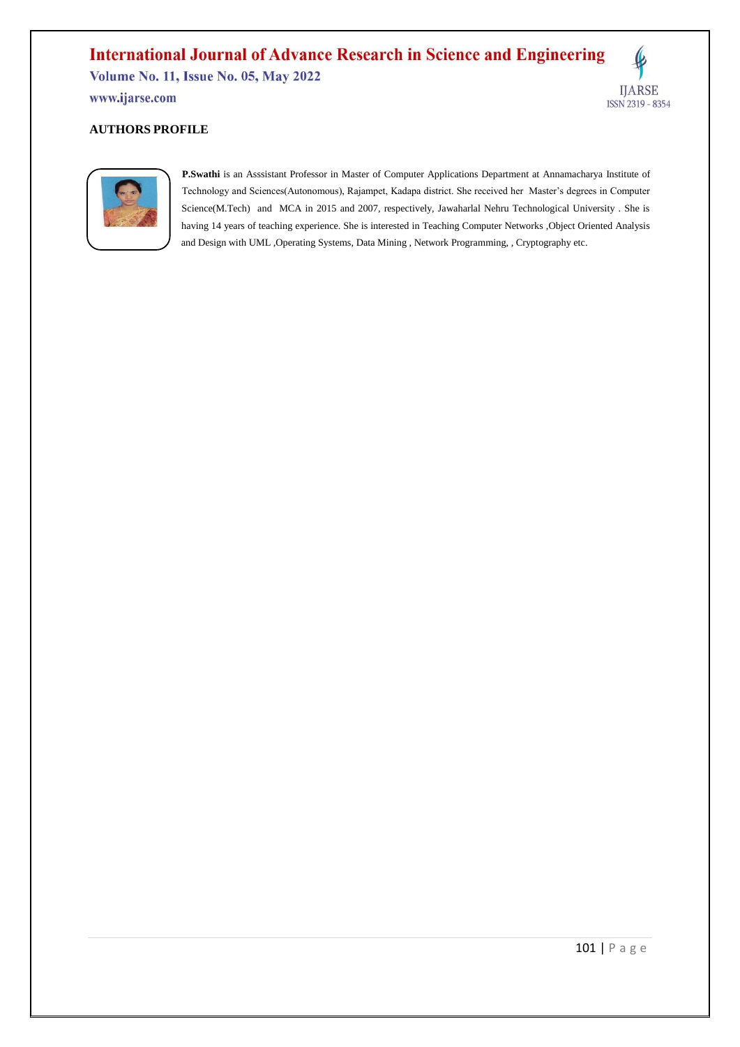**AUTHORS PROFILE**

**P.Swathi** is an Asssistant Professor in Master of Computer Applications Department at Annamacharya Institute of Technology and Sciences(Autonomous), Rajampet, Kadapa district. She received her Master's degrees in Computer Science(M.Tech) and MCA in 2015 and 2007, respectively, Jawaharlal Nehru Technological University . She is having 14 years of teaching experience. She is interested in Teaching Computer Networks ,Object Oriented Analysis and Design with UML ,Operating Systems, Data Mining , Network Programming, , Cryptography etc.